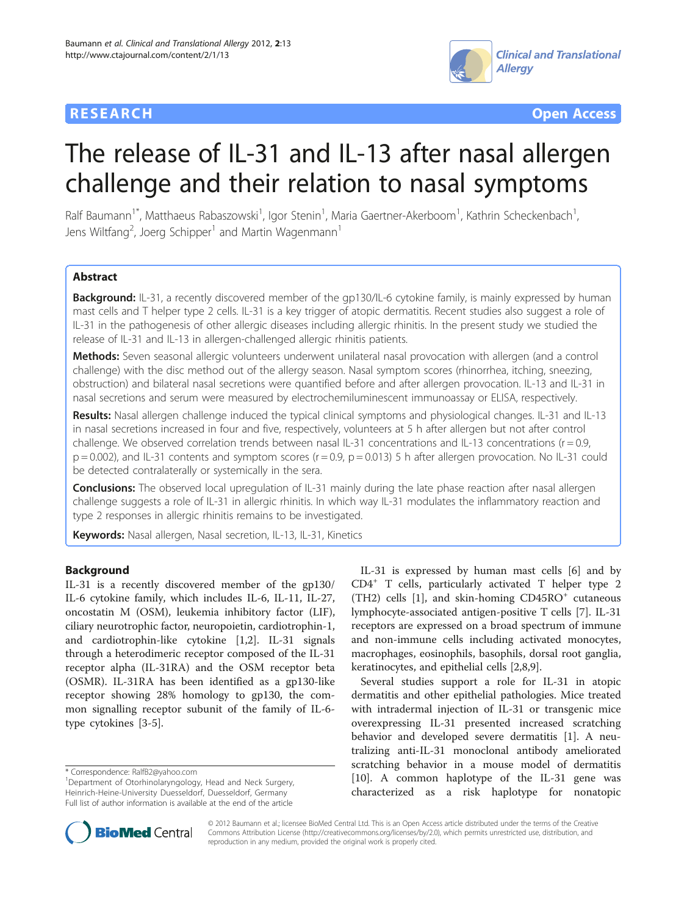RESEARCH Open Access

# The release of IL-31 and IL-13 after nasal allergen challenge and their relation to nasal symptoms

Ralf Baumann[1*], Matthaeus Rabaszowski[1], Igor Stenin[1], Maria Gaertner-Akerboom[1], Kathrin Scheckenbach[1], Jens Wiltfang[2], Joerg Schipper[1] and Martin Wagenmann[1]

## Abstract

**Background:** IL-31, a recently discovered member of the gp130/IL-6 cytokine family, is mainly expressed by human mast cells and T helper type 2 cells. IL-31 is a key trigger of atopic dermatitis. Recent studies also suggest a role of IL-31 in the pathogenesis of other allergic diseases including allergic rhinitis. In the present study we studied the release of IL-31 and IL-13 in allergen-challenged allergic rhinitis patients.

**Methods:** Seven seasonal allergic volunteers underwent unilateral nasal provocation with allergen (and a control challenge) with the disc method out of the allergy season. Nasal symptom scores (rhinorrhea, itching, sneezing, obstruction) and bilateral nasal secretions were quantified before and after allergen provocation. IL-13 and IL-31 in nasal secretions and serum were measured by electrochemiluminescent immunoassay or ELISA, respectively.

**Results:** Nasal allergen challenge induced the typical clinical symptoms and physiological changes. IL-31 and IL-13 in nasal secretions increased in four and five, respectively, volunteers at 5 h after allergen but not after control challenge. We observed correlation trends between nasal IL-31 concentrations and IL-13 concentrations ($r = 0.9$, $p = 0.002$), and IL-31 contents and symptom scores ($r = 0.9$, $p = 0.013$) 5 h after allergen provocation. No IL-31 could be detected contralaterally or systemically in the sera.

**Conclusions:** The observed local upregulation of IL-31 mainly during the late phase reaction after nasal allergen challenge suggests a role of IL-31 in allergic rhinitis. In which way IL-31 modulates the inflammatory reaction and type 2 responses in allergic rhinitis remains to be investigated.

**Keywords:** Nasal allergen, Nasal secretion, IL-13, IL-31, Kinetics

## Background

IL-31 is a recently discovered member of the gp130/IL-6 cytokine family, which includes IL-6, IL-11, IL-27, oncostatin M (OSM), leukemia inhibitory factor (LIF), ciliary neurotrophic factor, neuropoietin, cardiotrophin-1, and cardiotrophin-like cytokine [1,2]. IL-31 signals through a heterodimeric receptor composed of the IL-31 receptor alpha (IL-31RA) and the OSM receptor beta (OSMR). IL-31RA has been identified as a gp130-like receptor showing 28% homology to gp130, the common signalling receptor subunit of the family of IL-6-type cytokines [3-5].

IL-31 is expressed by human mast cells [6] and by $CD4^+$ T cells, particularly activated T helper type 2 (TH2) cells [1], and skin-homing $CD45RO^+$ cutaneous lymphocyte-associated antigen-positive T cells [7]. IL-31 receptors are expressed on a broad spectrum of immune and non-immune cells including activated monocytes, macrophages, eosinophils, basophils, dorsal root ganglia, keratinocytes, and epithelial cells [2,8,9].

Several studies support a role for IL-31 in atopic dermatitis and other epithelial pathologies. Mice treated with intradermal injection of IL-31 or transgenic mice overexpressing IL-31 presented increased scratching behavior and developed severe dermatitis [1]. A neutralizing anti-IL-31 monoclonal antibody ameliorated scratching behavior in a mouse model of dermatitis [10]. A common haplotype of the IL-31 gene was characterized as a risk haplotype for nonatopic

\* Correspondence: RalfB2@yahoo.com
[1]Department of Otorhinolaryngology, Head and Neck Surgery, Heinrich-Heine-University Duesseldorf, Duesseldorf, Germany
Full list of author information is available at the end of the article

© 2012 Baumann et al.; licensee BioMed Central Ltd. This is an Open Access article distributed under the terms of the Creative Commons Attribution License (http://creativecommons.org/licenses/by/2.0), which permits unrestricted use, distribution, and reproduction in any medium, provided the original work is properly cited.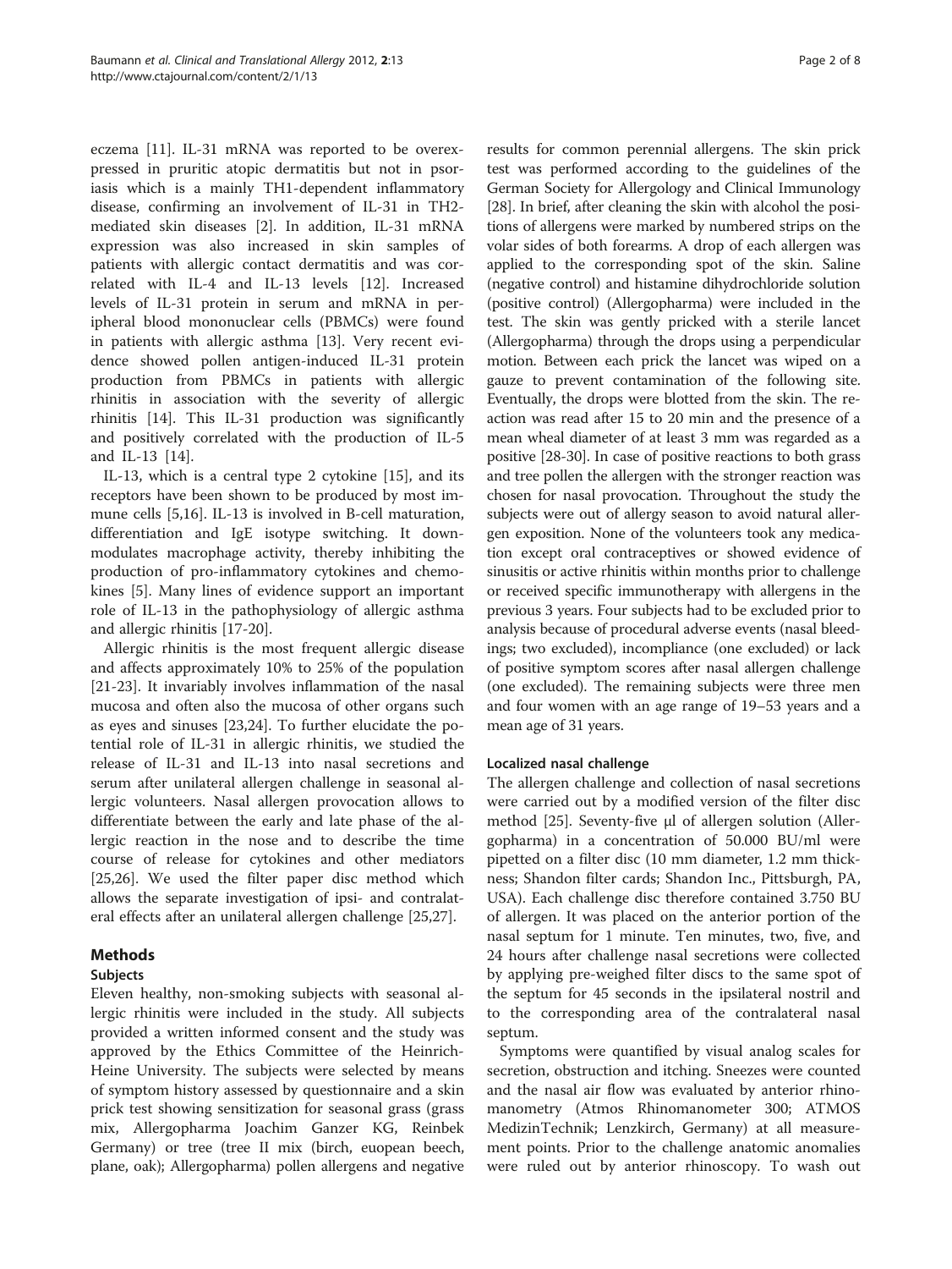eczema [11]. IL-31 mRNA was reported to be overexpressed in pruritic atopic dermatitis but not in psoriasis which is a mainly TH1-dependent inflammatory disease, confirming an involvement of IL-31 in TH2-mediated skin diseases [2]. In addition, IL-31 mRNA expression was also increased in skin samples of patients with allergic contact dermatitis and was correlated with IL-4 and IL-13 levels [12]. Increased levels of IL-31 protein in serum and mRNA in peripheral blood mononuclear cells (PBMCs) were found in patients with allergic asthma [13]. Very recent evidence showed pollen antigen-induced IL-31 protein production from PBMCs in patients with allergic rhinitis in association with the severity of allergic rhinitis [14]. This IL-31 production was significantly and positively correlated with the production of IL-5 and IL-13 [14].

IL-13, which is a central type 2 cytokine [15], and its receptors have been shown to be produced by most immune cells [5,16]. IL-13 is involved in B-cell maturation, differentiation and IgE isotype switching. It down-modulates macrophage activity, thereby inhibiting the production of pro-inflammatory cytokines and chemokines [5]. Many lines of evidence support an important role of IL-13 in the pathophysiology of allergic asthma and allergic rhinitis [17-20].

Allergic rhinitis is the most frequent allergic disease and affects approximately 10% to 25% of the population [21-23]. It invariably involves inflammation of the nasal mucosa and often also the mucosa of other organs such as eyes and sinuses [23,24]. To further elucidate the potential role of IL-31 in allergic rhinitis, we studied the release of IL-31 and IL-13 into nasal secretions and serum after unilateral allergen challenge in seasonal allergic volunteers. Nasal allergen provocation allows to differentiate between the early and late phase of the allergic reaction in the nose and to describe the time course of release for cytokines and other mediators [25,26]. We used the filter paper disc method which allows the separate investigation of ipsi- and contralateral effects after an unilateral allergen challenge [25,27].

## Methods

### Subjects

Eleven healthy, non-smoking subjects with seasonal allergic rhinitis were included in the study. All subjects provided a written informed consent and the study was approved by the Ethics Committee of the Heinrich-Heine University. The subjects were selected by means of symptom history assessed by questionnaire and a skin prick test showing sensitization for seasonal grass (grass mix, Allergopharma Joachim Ganzer KG, Reinbek Germany) or tree (tree II mix (birch, euopean beech, plane, oak); Allergopharma) pollen allergens and negative results for common perennial allergens. The skin prick test was performed according to the guidelines of the German Society for Allergology and Clinical Immunology [28]. In brief, after cleaning the skin with alcohol the positions of allergens were marked by numbered strips on the volar sides of both forearms. A drop of each allergen was applied to the corresponding spot of the skin. Saline (negative control) and histamine dihydrochloride solution (positive control) (Allergopharma) were included in the test. The skin was gently pricked with a sterile lancet (Allergopharma) through the drops using a perpendicular motion. Between each prick the lancet was wiped on a gauze to prevent contamination of the following site. Eventually, the drops were blotted from the skin. The reaction was read after 15 to 20 min and the presence of a mean wheal diameter of at least 3 mm was regarded as a positive [28-30]. In case of positive reactions to both grass and tree pollen the allergen with the stronger reaction was chosen for nasal provocation. Throughout the study the subjects were out of allergy season to avoid natural allergen exposition. None of the volunteers took any medication except oral contraceptives or showed evidence of sinusitis or active rhinitis within months prior to challenge or received specific immunotherapy with allergens in the previous 3 years. Four subjects had to be excluded prior to analysis because of procedural adverse events (nasal bleedings; two excluded), incompliance (one excluded) or lack of positive symptom scores after nasal allergen challenge (one excluded). The remaining subjects were three men and four women with an age range of 19–53 years and a mean age of 31 years.

### Localized nasal challenge

The allergen challenge and collection of nasal secretions were carried out by a modified version of the filter disc method [25]. Seventy-five µl of allergen solution (Allergopharma) in a concentration of 50.000 BU/ml were pipetted on a filter disc (10 mm diameter, 1.2 mm thickness; Shandon filter cards; Shandon Inc., Pittsburgh, PA, USA). Each challenge disc therefore contained 3.750 BU of allergen. It was placed on the anterior portion of the nasal septum for 1 minute. Ten minutes, two, five, and 24 hours after challenge nasal secretions were collected by applying pre-weighed filter discs to the same spot of the septum for 45 seconds in the ipsilateral nostril and to the corresponding area of the contralateral nasal septum.

Symptoms were quantified by visual analog scales for secretion, obstruction and itching. Sneezes were counted and the nasal air flow was evaluated by anterior rhinomanometry (Atmos Rhinomanometer 300; ATMOS MedizinTechnik; Lenzkirch, Germany) at all measurement points. Prior to the challenge anatomic anomalies were ruled out by anterior rhinoscopy. To wash out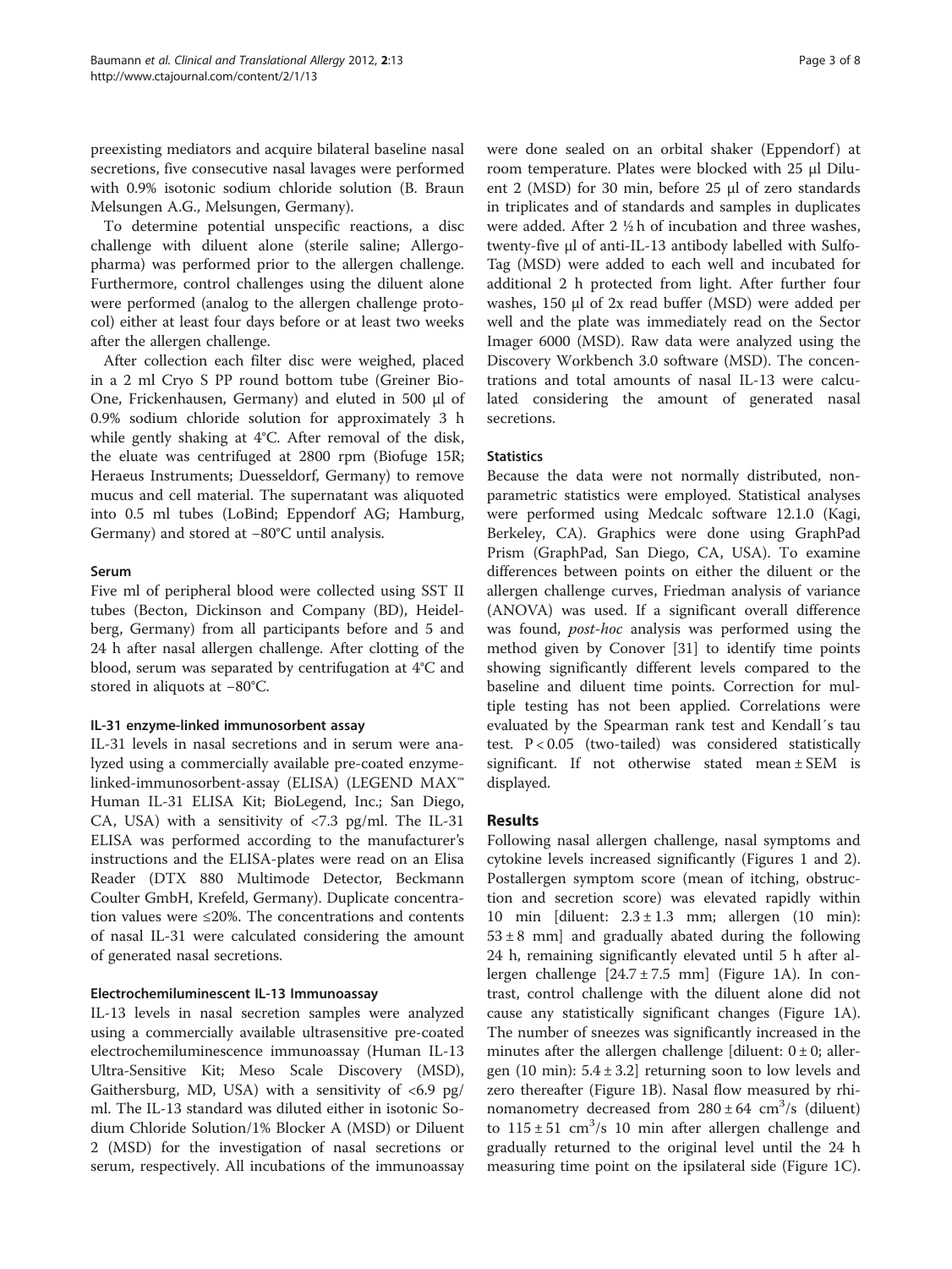preexisting mediators and acquire bilateral baseline nasal secretions, five consecutive nasal lavages were performed with 0.9% isotonic sodium chloride solution (B. Braun Melsungen A.G., Melsungen, Germany).

To determine potential unspecific reactions, a disc challenge with diluent alone (sterile saline; Allergopharma) was performed prior to the allergen challenge. Furthermore, control challenges using the diluent alone were performed (analog to the allergen challenge protocol) either at least four days before or at least two weeks after the allergen challenge.

After collection each filter disc were weighed, placed in a 2 ml Cryo S PP round bottom tube (Greiner Bio-One, Frickenhausen, Germany) and eluted in 500 µl of 0.9% sodium chloride solution for approximately 3 h while gently shaking at 4°C. After removal of the disk, the eluate was centrifuged at 2800 rpm (Biofuge 15R; Heraeus Instruments; Duesseldorf, Germany) to remove mucus and cell material. The supernatant was aliquoted into 0.5 ml tubes (LoBind; Eppendorf AG; Hamburg, Germany) and stored at −80°C until analysis.

### Serum

Five ml of peripheral blood were collected using SST II tubes (Becton, Dickinson and Company (BD), Heidelberg, Germany) from all participants before and 5 and 24 h after nasal allergen challenge. After clotting of the blood, serum was separated by centrifugation at 4°C and stored in aliquots at −80°C.

### IL-31 enzyme-linked immunosorbent assay

IL-31 levels in nasal secretions and in serum were analyzed using a commercially available pre-coated enzyme-linked-immunosorbent-assay (ELISA) (LEGEND MAX™ Human IL-31 ELISA Kit; BioLegend, Inc.; San Diego, CA, USA) with a sensitivity of <7.3 pg/ml. The IL-31 ELISA was performed according to the manufacturer's instructions and the ELISA-plates were read on an Elisa Reader (DTX 880 Multimode Detector, Beckmann Coulter GmbH, Krefeld, Germany). Duplicate concentration values were ≤20%. The concentrations and contents of nasal IL-31 were calculated considering the amount of generated nasal secretions.

### Electrochemiluminescent IL-13 Immunoassay

IL-13 levels in nasal secretion samples were analyzed using a commercially available ultrasensitive pre-coated electrochemiluminescence immunoassay (Human IL-13 Ultra-Sensitive Kit; Meso Scale Discovery (MSD), Gaithersburg, MD, USA) with a sensitivity of <6.9 pg/ml. The IL-13 standard was diluted either in isotonic Sodium Chloride Solution/1% Blocker A (MSD) or Diluent 2 (MSD) for the investigation of nasal secretions or serum, respectively. All incubations of the immunoassay were done sealed on an orbital shaker (Eppendorf) at room temperature. Plates were blocked with 25 µl Diluent 2 (MSD) for 30 min, before 25 µl of zero standards in triplicates and of standards and samples in duplicates were added. After 2 ½ h of incubation and three washes, twenty-five µl of anti-IL-13 antibody labelled with Sulfo-Tag (MSD) were added to each well and incubated for additional 2 h protected from light. After further four washes, 150 µl of 2x read buffer (MSD) were added per well and the plate was immediately read on the Sector Imager 6000 (MSD). Raw data were analyzed using the Discovery Workbench 3.0 software (MSD). The concentrations and total amounts of nasal IL-13 were calculated considering the amount of generated nasal secretions.

### Statistics

Because the data were not normally distributed, non-parametric statistics were employed. Statistical analyses were performed using Medcalc software 12.1.0 (Kagi, Berkeley, CA). Graphics were done using GraphPad Prism (GraphPad, San Diego, CA, USA). To examine differences between points on either the diluent or the allergen challenge curves, Friedman analysis of variance (ANOVA) was used. If a significant overall difference was found, *post-hoc* analysis was performed using the method given by Conover [31] to identify time points showing significantly different levels compared to the baseline and diluent time points. Correction for multiple testing has not been applied. Correlations were evaluated by the Spearman rank test and Kendall´s tau test. $P < 0.05$ (two-tailed) was considered statistically significant. If not otherwise stated mean ± SEM is displayed.

## Results

Following nasal allergen challenge, nasal symptoms and cytokine levels increased significantly (Figures 1 and 2). Postallergen symptom score (mean of itching, obstruction and secretion score) was elevated rapidly within 10 min [diluent: 2.3 ± 1.3 mm; allergen (10 min): 53 ± 8 mm] and gradually abated during the following 24 h, remaining significantly elevated until 5 h after allergen challenge [24.7 ± 7.5 mm] (Figure 1A). In contrast, control challenge with the diluent alone did not cause any statistically significant changes (Figure 1A). The number of sneezes was significantly increased in the minutes after the allergen challenge [diluent: 0 ± 0; allergen (10 min): 5.4 ± 3.2] returning soon to low levels and zero thereafter (Figure 1B). Nasal flow measured by rhinomanometry decreased from 280 ± 64 $cm^3/s$ (diluent) to 115 ± 51 $cm^3/s$ 10 min after allergen challenge and gradually returned to the original level until the 24 h measuring time point on the ipsilateral side (Figure 1C).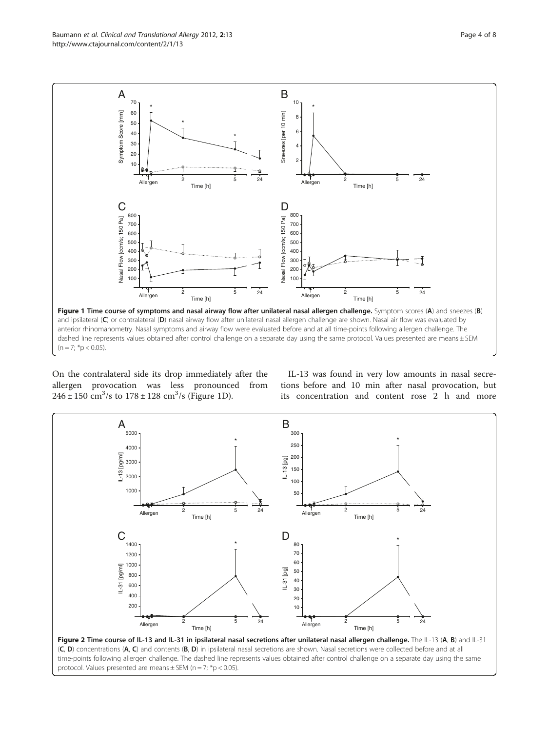**Figure 1 Time course of symptoms and nasal airway flow after unilateral nasal allergen challenge.** Symptom scores (**A**) and sneezes (**B**) and ipsilateral (**C**) or contralateral (**D**) nasal airway flow after unilateral nasal allergen challenge are shown. Nasal air flow was evaluated by anterior rhinomanometry. Nasal symptoms and airway flow were evaluated before and at all time-points following allergen challenge. The dashed line represents values obtained after control challenge on a separate day using the same protocol. Values presented are means ± SEM ($n = 7$; *$p < 0.05$).

On the contralateral side its drop immediately after the allergen provocation was less pronounced from $246 \pm 150$ $cm^3/s$ to $178 \pm 128$ $cm^3/s$ (Figure 1D).

IL-13 was found in very low amounts in nasal secretions before and 10 min after nasal provocation, but its concentration and content rose 2 h and more

**Figure 2 Time course of IL-13 and IL-31 in ipsilateral nasal secretions after unilateral nasal allergen challenge.** The IL-13 (**A**, **B**) and IL-31 (**C**, **D**) concentrations (**A**, **C**) and contents (**B**, **D**) in ipsilateral nasal secretions are shown. Nasal secretions were collected before and at all time-points following allergen challenge. The dashed line represents values obtained after control challenge on a separate day using the same protocol. Values presented are means ± SEM ($n = 7$; *$p < 0.05$).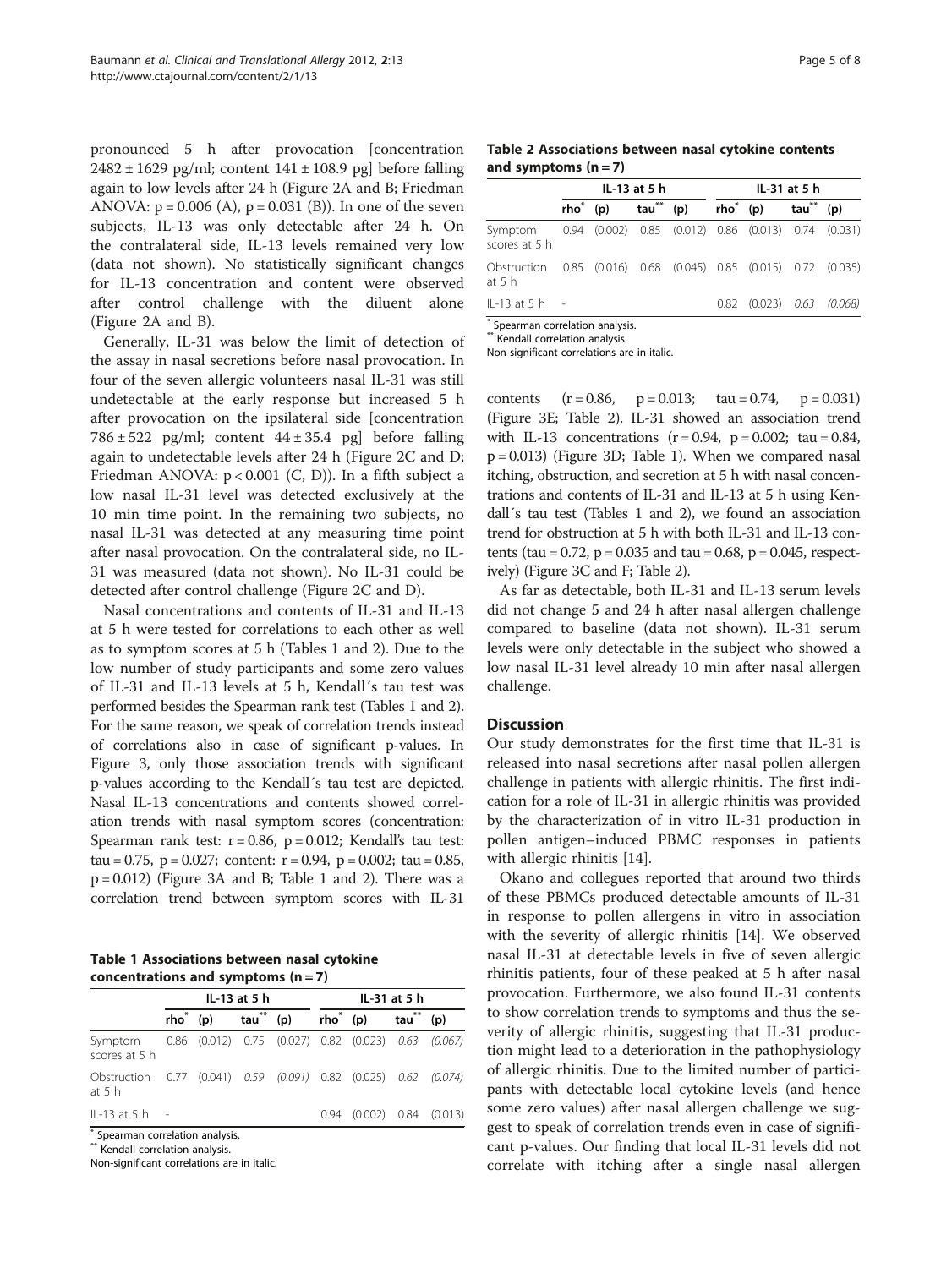pronounced 5 h after provocation [concentration 2482 ± 1629 pg/ml; content 141 ± 108.9 pg] before falling again to low levels after 24 h (Figure 2A and B; Friedman ANOVA: $p = 0.006$ (A), $p = 0.031$ (B)). In one of the seven subjects, IL-13 was only detectable after 24 h. On the contralateral side, IL-13 levels remained very low (data not shown). No statistically significant changes for IL-13 concentration and content were observed after control challenge with the diluent alone (Figure 2A and B).

Generally, IL-31 was below the limit of detection of the assay in nasal secretions before nasal provocation. In four of the seven allergic volunteers nasal IL-31 was still undetectable at the early response but increased 5 h after provocation on the ipsilateral side [concentration 786 ± 522 pg/ml; content 44 ± 35.4 pg] before falling again to undetectable levels after 24 h (Figure 2C and D; Friedman ANOVA: $p < 0.001$ (C, D)). In a fifth subject a low nasal IL-31 level was detected exclusively at the 10 min time point. In the remaining two subjects, no nasal IL-31 was detected at any measuring time point after nasal provocation. On the contralateral side, no IL-31 was measured (data not shown). No IL-31 could be detected after control challenge (Figure 2C and D).

Nasal concentrations and contents of IL-31 and IL-13 at 5 h were tested for correlations to each other as well as to symptom scores at 5 h (Tables 1 and 2). Due to the low number of study participants and some zero values of IL-31 and IL-13 levels at 5 h, Kendall´s tau test was performed besides the Spearman rank test (Tables 1 and 2). For the same reason, we speak of correlation trends instead of correlations also in case of significant p-values. In Figure 3, only those association trends with significant p-values according to the Kendall´s tau test are depicted. Nasal IL-13 concentrations and contents showed correlation trends with nasal symptom scores (concentration: Spearman rank test: $r = 0.86$, $p = 0.012$; Kendall's tau test: $\tau = 0.75$, $p = 0.027$; content: $r = 0.94$, $p = 0.002$; $\tau = 0.85$, $p = 0.012$) (Figure 3A and B; Table 1 and 2). There was a correlation trend between symptom scores with IL-31 contents ($r = 0.86$, $p = 0.013$; $\tau = 0.74$, $p = 0.031$) (Figure 3E; Table 2). IL-31 showed an association trend with IL-13 concentrations ($r = 0.94$, $p = 0.002$; $\tau = 0.84$, $p = 0.013$) (Figure 3D; Table 1). When we compared nasal itching, obstruction, and secretion at 5 h with nasal concentrations and contents of IL-31 and IL-13 at 5 h using Kendall´s tau test (Tables 1 and 2), we found an association trend for obstruction at 5 h with both IL-31 and IL-13 contents ($\tau = 0.72$, $p = 0.035$ and $\tau = 0.68$, $p = 0.045$, respectively) (Figure 3C and F; Table 2).

As far as detectable, both IL-31 and IL-13 serum levels did not change 5 and 24 h after nasal allergen challenge compared to baseline (data not shown). IL-31 serum levels were only detectable in the subject who showed a low nasal IL-31 level already 10 min after nasal allergen challenge.

**Table 1 Associations between nasal cytokine concentrations and symptoms (n = 7)**

| | IL-13 at 5 h | | | | IL-31 at 5 h | | | |
|---|---|---|---|---|---|---|---|---|
| | rho* | (p) | tau** | (p) | rho* | (p) | tau** | (p) |
| Symptom scores at 5 h | 0.86 | (0.012) | 0.75 | (0.027) | 0.82 | (0.023) | *0.63* | *(0.067)* |
| Obstruction at 5 h | 0.77 | (0.041) | *0.59* | *(0.091)* | 0.82 | (0.025) | *0.62* | *(0.074)* |
| IL-13 at 5 h | - | | | | 0.94 | (0.002) | 0.84 | (0.013) |

* Spearman correlation analysis.
** Kendall correlation analysis.
Non-significant correlations are in italic.

**Table 2 Associations between nasal cytokine contents and symptoms (n = 7)**

| | IL-13 at 5 h | | | | IL-31 at 5 h | | | |
|---|---|---|---|---|---|---|---|---|
| | rho* | (p) | tau** | (p) | rho* | (p) | tau** | (p) |
| Symptom scores at 5 h | 0.94 | (0.002) | 0.85 | (0.012) | 0.86 | (0.013) | 0.74 | (0.031) |
| Obstruction at 5 h | 0.85 | (0.016) | 0.68 | (0.045) | 0.85 | (0.015) | 0.72 | (0.035) |
| IL-13 at 5 h | - | | | | 0.82 | (0.023) | *0.63* | *(0.068)* |

* Spearman correlation analysis.
** Kendall correlation analysis.
Non-significant correlations are in italic.

## Discussion

Our study demonstrates for the first time that IL-31 is released into nasal secretions after nasal pollen allergen challenge in patients with allergic rhinitis. The first indication for a role of IL-31 in allergic rhinitis was provided by the characterization of in vitro IL-31 production in pollen antigen–induced PBMC responses in patients with allergic rhinitis [14].

Okano and collegues reported that around two thirds of these PBMCs produced detectable amounts of IL-31 in response to pollen allergens in vitro in association with the severity of allergic rhinitis [14]. We observed nasal IL-31 at detectable levels in five of seven allergic rhinitis patients, four of these peaked at 5 h after nasal provocation. Furthermore, we also found IL-31 contents to show correlation trends to symptoms and thus the severity of allergic rhinitis, suggesting that IL-31 production might lead to a deterioration in the pathophysiology of allergic rhinitis. Due to the limited number of participants with detectable local cytokine levels (and hence some zero values) after nasal allergen challenge we suggest to speak of correlation trends even in case of significant p-values. Our finding that local IL-31 levels did not correlate with itching after a single nasal allergen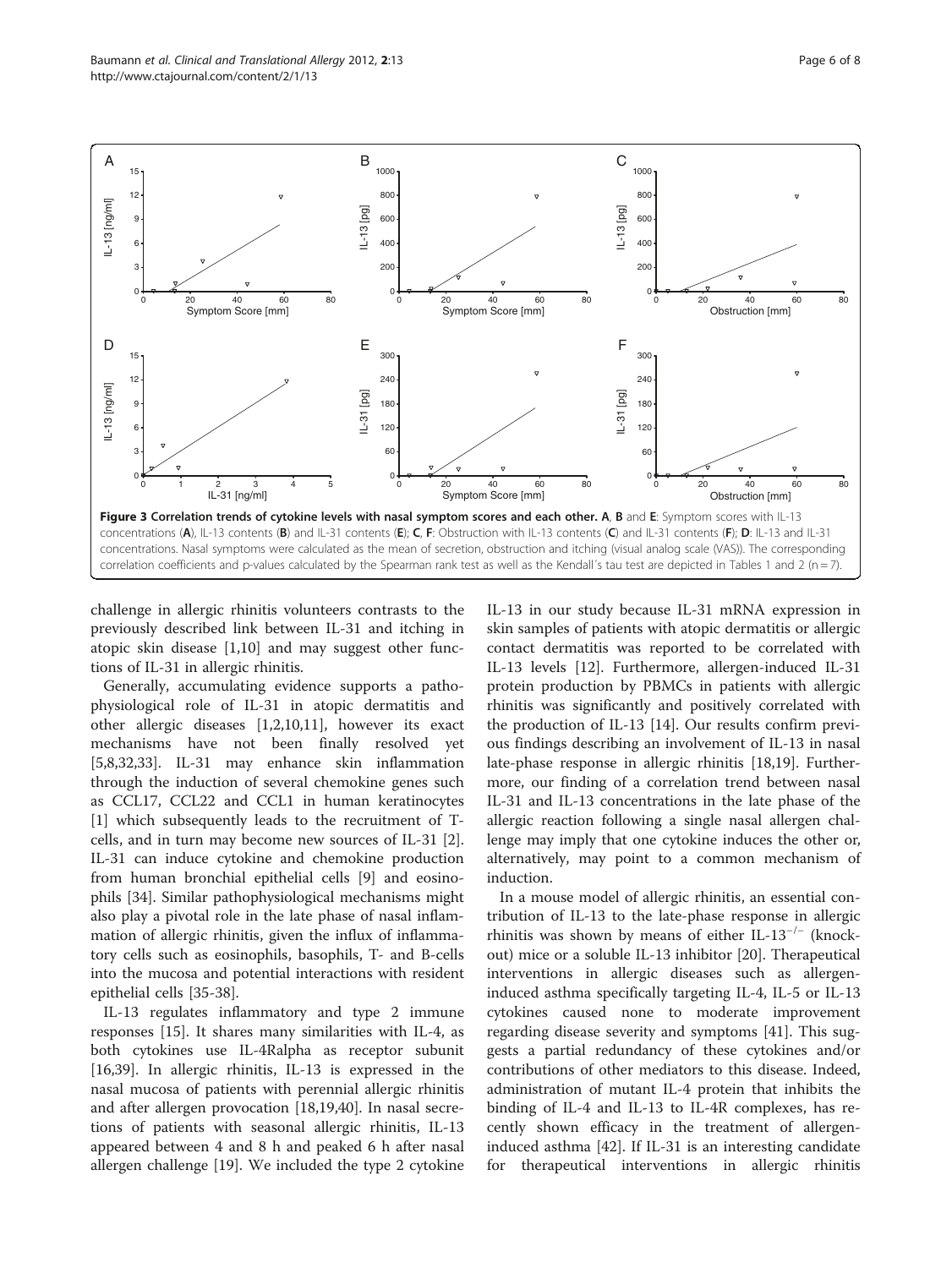**Figure 3 Correlation trends of cytokine levels with nasal symptom scores and each other.** **A**, **B** and **E**: Symptom scores with IL-13 concentrations (**A**), IL-13 contents (**B**) and IL-31 contents (**E**); **C**, **F**: Obstruction with IL-13 contents (**C**) and IL-31 contents (**F**); **D**: IL-13 and IL-31 concentrations. Nasal symptoms were calculated as the mean of secretion, obstruction and itching (visual analog scale (VAS)). The corresponding correlation coefficients and p-values calculated by the Spearman rank test as well as the Kendall´s tau test are depicted in Tables 1 and 2 (n = 7).

challenge in allergic rhinitis volunteers contrasts to the previously described link between IL-31 and itching in atopic skin disease [1,10] and may suggest other functions of IL-31 in allergic rhinitis.

Generally, accumulating evidence supports a pathophysiological role of IL-31 in atopic dermatitis and other allergic diseases [1,2,10,11], however its exact mechanisms have not been finally resolved yet [5,8,32,33]. IL-31 may enhance skin inflammation through the induction of several chemokine genes such as CCL17, CCL22 and CCL1 in human keratinocytes [1] which subsequently leads to the recruitment of T-cells, and in turn may become new sources of IL-31 [2]. IL-31 can induce cytokine and chemokine production from human bronchial epithelial cells [9] and eosinophils [34]. Similar pathophysiological mechanisms might also play a pivotal role in the late phase of nasal inflammation of allergic rhinitis, given the influx of inflammatory cells such as eosinophils, basophils, T- and B-cells into the mucosa and potential interactions with resident epithelial cells [35-38].

IL-13 regulates inflammatory and type 2 immune responses [15]. It shares many similarities with IL-4, as both cytokines use IL-4Ralpha as receptor subunit [16,39]. In allergic rhinitis, IL-13 is expressed in the nasal mucosa of patients with perennial allergic rhinitis and after allergen provocation [18,19,40]. In nasal secretions of patients with seasonal allergic rhinitis, IL-13 appeared between 4 and 8 h and peaked 6 h after nasal allergen challenge [19]. We included the type 2 cytokine IL-13 in our study because IL-31 mRNA expression in skin samples of patients with atopic dermatitis or allergic contact dermatitis was reported to be correlated with IL-13 levels [12]. Furthermore, allergen-induced IL-31 protein production by PBMCs in patients with allergic rhinitis was significantly and positively correlated with the production of IL-13 [14]. Our results confirm previous findings describing an involvement of IL-13 in nasal late-phase response in allergic rhinitis [18,19]. Furthermore, our finding of a correlation trend between nasal IL-31 and IL-13 concentrations in the late phase of the allergic reaction following a single nasal allergen challenge may imply that one cytokine induces the other or, alternatively, may point to a common mechanism of induction.

In a mouse model of allergic rhinitis, an essential contribution of IL-13 to the late-phase response in allergic rhinitis was shown by means of either IL-13$^{-/-}$ (knockout) mice or a soluble IL-13 inhibitor [20]. Therapeutical interventions in allergic diseases such as allergen-induced asthma specifically targeting IL-4, IL-5 or IL-13 cytokines caused none to moderate improvement regarding disease severity and symptoms [41]. This suggests a partial redundancy of these cytokines and/or contributions of other mediators to this disease. Indeed, administration of mutant IL-4 protein that inhibits the binding of IL-4 and IL-13 to IL-4R complexes, has recently shown efficacy in the treatment of allergen-induced asthma [42]. If IL-31 is an interesting candidate for therapeutical interventions in allergic rhinitis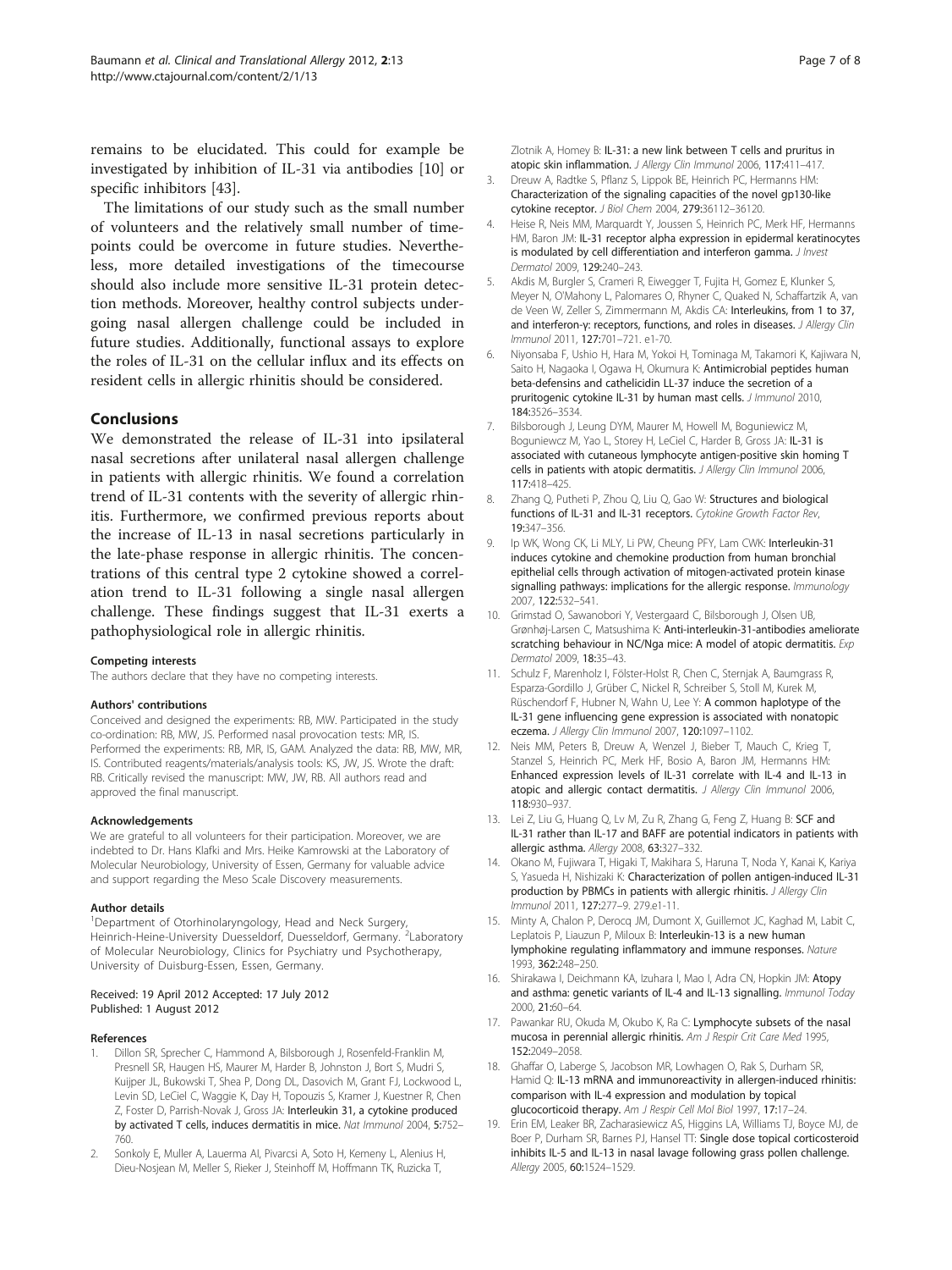remains to be elucidated. This could for example be investigated by inhibition of IL-31 via antibodies [10] or specific inhibitors [43].

The limitations of our study such as the small number of volunteers and the relatively small number of timepoints could be overcome in future studies. Nevertheless, more detailed investigations of the timecourse should also include more sensitive IL-31 protein detection methods. Moreover, healthy control subjects undergoing nasal allergen challenge could be included in future studies. Additionally, functional assays to explore the roles of IL-31 on the cellular influx and its effects on resident cells in allergic rhinitis should be considered.

## Conclusions

We demonstrated the release of IL-31 into ipsilateral nasal secretions after unilateral nasal allergen challenge in patients with allergic rhinitis. We found a correlation trend of IL-31 contents with the severity of allergic rhinitis. Furthermore, we confirmed previous reports about the increase of IL-13 in nasal secretions particularly in the late-phase response in allergic rhinitis. The concentrations of this central type 2 cytokine showed a correlation trend to IL-31 following a single nasal allergen challenge. These findings suggest that IL-31 exerts a pathophysiological role in allergic rhinitis.

#### Competing interests

The authors declare that they have no competing interests.

#### Authors' contributions

Conceived and designed the experiments: RB, MW. Participated in the study co-ordination: RB, MW, JS. Performed nasal provocation tests: MR, IS. Performed the experiments: RB, MR, IS, GAM. Analyzed the data: RB, MW, MR, IS. Contributed reagents/materials/analysis tools: KS, JW, JS. Wrote the draft: RB. Critically revised the manuscript: MW, JW, RB. All authors read and approved the final manuscript.

#### Acknowledgements

We are grateful to all volunteers for their participation. Moreover, we are indebted to Dr. Hans Klafki and Mrs. Heike Kamrowski at the Laboratory of Molecular Neurobiology, University of Essen, Germany for valuable advice and support regarding the Meso Scale Discovery measurements.

#### Author details

[1]Department of Otorhinolaryngology, Head and Neck Surgery, Heinrich-Heine-University Duesseldorf, Duesseldorf, Germany. [2]Laboratory of Molecular Neurobiology, Clinics for Psychiatry und Psychotherapy, University of Duisburg-Essen, Essen, Germany.

Received: 19 April 2012 Accepted: 17 July 2012
Published: 1 August 2012

#### References

1. Dillon SR, Sprecher C, Hammond A, Bilsborough J, Rosenfeld-Franklin M, Presnell SR, Haugen HS, Maurer M, Harder B, Johnston J, Bort S, Mudri S, Kuijper JL, Bukowski T, Shea P, Dong DL, Dasovich M, Grant FJ, Lockwood L, Levin SD, LeCiel C, Waggie K, Day H, Topouzis S, Kramer J, Kuestner R, Chen Z, Foster D, Parrish-Novak J, Gross JA: **Interleukin 31, a cytokine produced by activated T cells, induces dermatitis in mice.** *Nat Immunol* 2004, **5:**752–760.
2. Sonkoly E, Muller A, Lauerma AI, Pivarcsi A, Soto H, Kemeny L, Alenius H, Dieu-Nosjean M, Meller S, Rieker J, Steinhoff M, Hoffmann TK, Ruzicka T, Zlotnik A, Homey B: **IL-31: a new link between T cells and pruritus in atopic skin inflammation.** *J Allergy Clin Immunol* 2006, **117:**411–417.
3. Dreuw A, Radtke S, Pflanz S, Lippok BE, Heinrich PC, Hermanns HM: **Characterization of the signaling capacities of the novel gp130-like cytokine receptor.** *J Biol Chem* 2004, **279:**36112–36120.
4. Heise R, Neis MM, Marquardt Y, Joussen S, Heinrich PC, Merk HF, Hermanns HM, Baron JM: **IL-31 receptor alpha expression in epidermal keratinocytes is modulated by cell differentiation and interferon gamma.** *J Invest Dermatol* 2009, **129:**240–243.
5. Akdis M, Burgler S, Crameri R, Eiwegger T, Fujita H, Gomez E, Klunker S, Meyer N, O'Mahony L, Palomares O, Rhyner C, Quaked N, Schaffartzik A, van de Veen W, Zeller S, Zimmermann M, Akdis CA: **Interleukins, from 1 to 37, and interferon-γ: receptors, functions, and roles in diseases.** *J Allergy Clin Immunol* 2011, **127:**701–721. e1-70.
6. Niyonsaba F, Ushio H, Hara M, Yokoi H, Tominaga M, Takamori K, Kajiwara N, Saito H, Nagaoka I, Ogawa H, Okumura K: **Antimicrobial peptides human beta-defensins and cathelicidin LL-37 induce the secretion of a pruritogenic cytokine IL-31 by human mast cells.** *J Immunol* 2010, **184:**3526–3534.
7. Bilsborough J, Leung DYM, Maurer M, Howell M, Boguniewicz M, Boguniewcz M, Yao L, Storey H, LeCiel C, Harder B, Gross JA: **IL-31 is associated with cutaneous lymphocyte antigen-positive skin homing T cells in patients with atopic dermatitis.** *J Allergy Clin Immunol* 2006, **117:**418–425.
8. Zhang Q, Putheti P, Zhou Q, Liu Q, Gao W: **Structures and biological functions of IL-31 and IL-31 receptors.** *Cytokine Growth Factor Rev*, **19:**347–356.
9. Ip WK, Wong CK, Li MLY, Li PW, Cheung PFY, Lam CWK: **Interleukin-31 induces cytokine and chemokine production from human bronchial epithelial cells through activation of mitogen-activated protein kinase signalling pathways: implications for the allergic response.** *Immunology* 2007, **122:**532–541.
10. Grimstad O, Sawanobori Y, Vestergaard C, Bilsborough J, Olsen UB, Grønhøj-Larsen C, Matsushima K: **Anti-interleukin-31-antibodies ameliorate scratching behaviour in NC/Nga mice: A model of atopic dermatitis.** *Exp Dermatol* 2009, **18:**35–43.
11. Schulz F, Marenholz I, Fölster-Holst R, Chen C, Sternjak A, Baumgrass R, Esparza-Gordillo J, Grüber C, Nickel R, Schreiber S, Stoll M, Kurek M, Rüschendorf F, Hubner N, Wahn U, Lee Y: **A common haplotype of the IL-31 gene influencing gene expression is associated with nonatopic eczema.** *J Allergy Clin Immunol* 2007, **120:**1097–1102.
12. Neis MM, Peters B, Dreuw A, Wenzel J, Bieber T, Mauch C, Krieg T, Stanzel S, Heinrich PC, Merk HF, Bosio A, Baron JM, Hermanns HM: **Enhanced expression levels of IL-31 correlate with IL-4 and IL-13 in atopic and allergic contact dermatitis.** *J Allergy Clin Immunol* 2006, **118:**930–937.
13. Lei Z, Liu G, Huang Q, Lv M, Zu R, Zhang G, Feng Z, Huang B: **SCF and IL-31 rather than IL-17 and BAFF are potential indicators in patients with allergic asthma.** *Allergy* 2008, **63:**327–332.
14. Okano M, Fujiwara T, Higaki T, Makihara S, Haruna T, Noda Y, Kanai K, Kariya S, Yasueda H, Nishizaki K: **Characterization of pollen antigen-induced IL-31 production by PBMCs in patients with allergic rhinitis.** *J Allergy Clin Immunol* 2011, **127:**277–9. 279.e1-11.
15. Minty A, Chalon P, Derocq JM, Dumont X, Guillemot JC, Kaghad M, Labit C, Leplatois P, Liauzun P, Miloux B: **Interleukin-13 is a new human lymphokine regulating inflammatory and immune responses.** *Nature* 1993, **362:**248–250.
16. Shirakawa I, Deichmann KA, Izuhara I, Mao I, Adra CN, Hopkin JM: **Atopy and asthma: genetic variants of IL-4 and IL-13 signalling.** *Immunol Today* 2000, **21:**60–64.
17. Pawankar RU, Okuda M, Okubo K, Ra C: **Lymphocyte subsets of the nasal mucosa in perennial allergic rhinitis.** *Am J Respir Crit Care Med* 1995, **152:**2049–2058.
18. Ghaffar O, Laberge S, Jacobson MR, Lowhagen O, Rak S, Durham SR, Hamid Q: **IL-13 mRNA and immunoreactivity in allergen-induced rhinitis: comparison with IL-4 expression and modulation by topical glucocorticoid therapy.** *Am J Respir Cell Mol Biol* 1997, **17:**17–24.
19. Erin EM, Leaker BR, Zacharasiewicz AS, Higgins LA, Williams TJ, Boyce MJ, de Boer P, Durham SR, Barnes PJ, Hansel TT: **Single dose topical corticosteroid inhibits IL-5 and IL-13 in nasal lavage following grass pollen challenge.** *Allergy* 2005, **60:**1524–1529.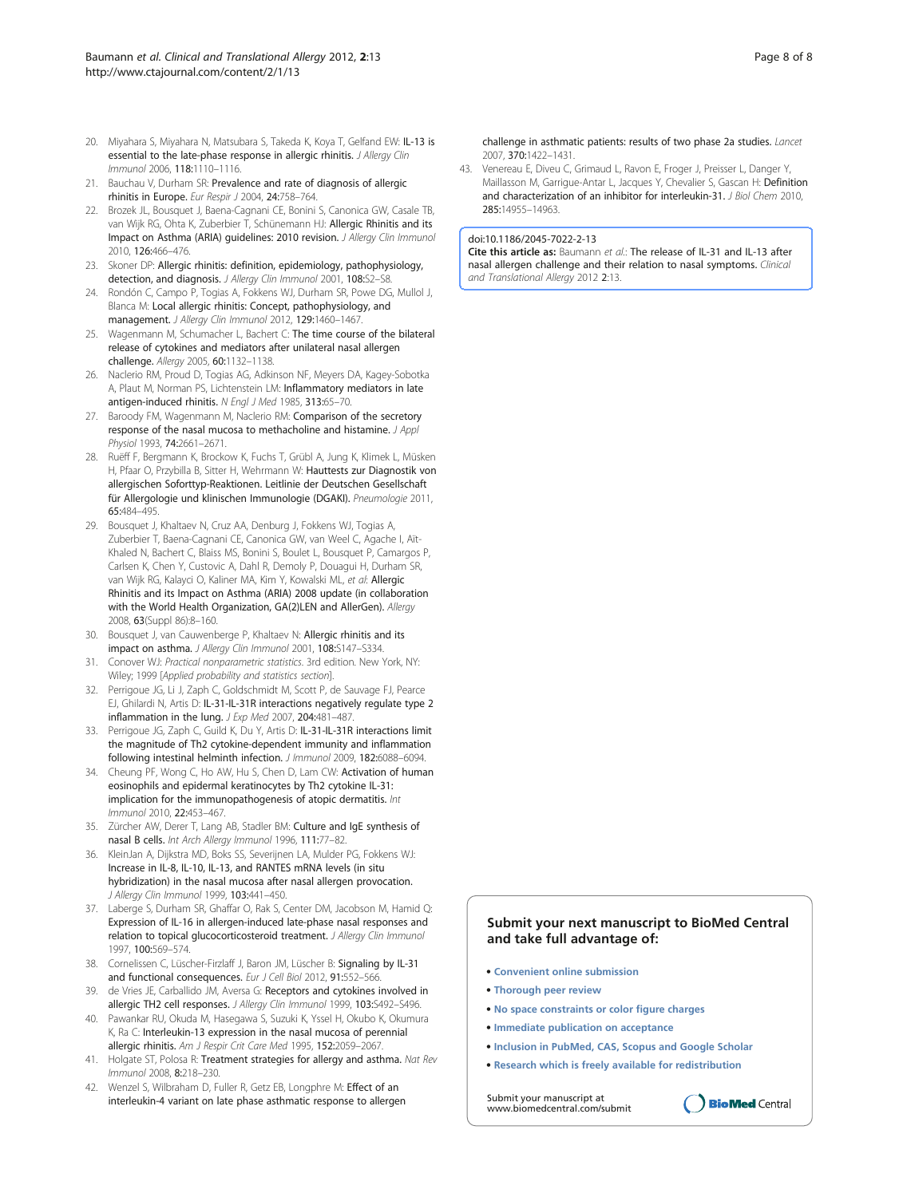20. Miyahara S, Miyahara N, Matsubara S, Takeda K, Koya T, Gelfand EW: IL-13 is essential to the late-phase response in allergic rhinitis. *J Allergy Clin Immunol* 2006, 118:1110–1116.
21. Bauchau V, Durham SR: Prevalence and rate of diagnosis of allergic rhinitis in Europe. *Eur Respir J* 2004, 24:758–764.
22. Brozek JL, Bousquet J, Baena-Cagnani CE, Bonini S, Canonica GW, Casale TB, van Wijk RG, Ohta K, Zuberbier T, Schünemann HJ: Allergic Rhinitis and its Impact on Asthma (ARIA) guidelines: 2010 revision. *J Allergy Clin Immunol* 2010, 126:466–476.
23. Skoner DP: Allergic rhinitis: definition, epidemiology, pathophysiology, detection, and diagnosis. *J Allergy Clin Immunol* 2001, 108:S2–S8.
24. Rondón C, Campo P, Togias A, Fokkens WJ, Durham SR, Powe DG, Mullol J, Blanca M: Local allergic rhinitis: Concept, pathophysiology, and management. *J Allergy Clin Immunol* 2012, 129:1460–1467.
25. Wagenmann M, Schumacher L, Bachert C: The time course of the bilateral release of cytokines and mediators after unilateral nasal allergen challenge. *Allergy* 2005, 60:1132–1138.
26. Naclerio RM, Proud D, Togias AG, Adkinson NF, Meyers DA, Kagey-Sobotka A, Plaut M, Norman PS, Lichtenstein LM: Inflammatory mediators in late antigen-induced rhinitis. *N Engl J Med* 1985, 313:65–70.
27. Baroody FM, Wagenmann M, Naclerio RM: Comparison of the secretory response of the nasal mucosa to methacholine and histamine. *J Appl Physiol* 1993, 74:2661–2671.
28. Ruëff F, Bergmann K, Brockow K, Fuchs T, Grübl A, Jung K, Klimek L, Müsken H, Pfaar O, Przybilla B, Sitter H, Wehrmann W: Hauttests zur Diagnostik von allergischen Soforttyp-Reaktionen. Leitlinie der Deutschen Gesellschaft für Allergologie und klinischen Immunologie (DGAKI). *Pneumologie* 2011, 65:484–495.
29. Bousquet J, Khaltaev N, Cruz AA, Denburg J, Fokkens WJ, Togias A, Zuberbier T, Baena-Cagnani CE, Canonica GW, van Weel C, Agache I, Aït-Khaled N, Bachert C, Blaiss MS, Bonini S, Boulet L, Bousquet P, Camargos P, Carlsen K, Chen Y, Custovic A, Dahl R, Demoly P, Douagui H, Durham SR, van Wijk RG, Kalayci O, Kaliner MA, Kim Y, Kowalski ML, *et al*: Allergic Rhinitis and its Impact on Asthma (ARIA) 2008 update (in collaboration with the World Health Organization, GA(2)LEN and AllerGen). *Allergy* 2008, 63(Suppl 86):8–160.
30. Bousquet J, van Cauwenberge P, Khaltaev N: Allergic rhinitis and its impact on asthma. *J Allergy Clin Immunol* 2001, 108:S147–S334.
31. Conover WJ: *Practical nonparametric statistics*. 3rd edition. New York, NY: Wiley; 1999 [*Applied probability and statistics section*].
32. Perrigoue JG, Li J, Zaph C, Goldschmidt M, Scott P, de Sauvage FJ, Pearce EJ, Ghilardi N, Artis D: IL-31-IL-31R interactions negatively regulate type 2 inflammation in the lung. *J Exp Med* 2007, 204:481–487.
33. Perrigoue JG, Zaph C, Guild K, Du Y, Artis D: IL-31-IL-31R interactions limit the magnitude of Th2 cytokine-dependent immunity and inflammation following intestinal helminth infection. *J Immunol* 2009, 182:6088–6094.
34. Cheung PF, Wong C, Ho AW, Hu S, Chen D, Lam CW: Activation of human eosinophils and epidermal keratinocytes by Th2 cytokine IL-31: implication for the immunopathogenesis of atopic dermatitis. *Int Immunol* 2010, 22:453–467.
35. Zürcher AW, Derer T, Lang AB, Stadler BM: Culture and IgE synthesis of nasal B cells. *Int Arch Allergy Immunol* 1996, 111:77–82.
36. KleinJan A, Dijkstra MD, Boks SS, Severijnen LA, Mulder PG, Fokkens WJ: Increase in IL-8, IL-10, IL-13, and RANTES mRNA levels (in situ hybridization) in the nasal mucosa after nasal allergen provocation. *J Allergy Clin Immunol* 1999, 103:441–450.
37. Laberge S, Durham SR, Ghaffar O, Rak S, Center DM, Jacobson M, Hamid Q: Expression of IL-16 in allergen-induced late-phase nasal responses and relation to topical glucocorticosteroid treatment. *J Allergy Clin Immunol* 1997, 100:569–574.
38. Cornelissen C, Lüscher-Firzlaff J, Baron JM, Lüscher B: Signaling by IL-31 and functional consequences. *Eur J Cell Biol* 2012, 91:552–566.
39. de Vries JE, Carballido JM, Aversa G: Receptors and cytokines involved in allergic TH2 cell responses. *J Allergy Clin Immunol* 1999, 103:S492–S496.
40. Pawankar RU, Okuda M, Hasegawa S, Suzuki K, Yssel H, Okubo K, Okumura K, Ra C: Interleukin-13 expression in the nasal mucosa of perennial allergic rhinitis. *Am J Respir Crit Care Med* 1995, 152:2059–2067.
41. Holgate ST, Polosa R: Treatment strategies for allergy and asthma. *Nat Rev Immunol* 2008, 8:218–230.
42. Wenzel S, Wilbraham D, Fuller R, Getz EB, Longphre M: Effect of an interleukin-4 variant on late phase asthmatic response to allergen challenge in asthmatic patients: results of two phase 2a studies. *Lancet* 2007, 370:1422–1431.
43. Venereau E, Diveu C, Grimaud L, Ravon E, Froger J, Preisser L, Danger Y, Maillasson M, Garrigue-Antar L, Jacques Y, Chevalier S, Gascan H: Definition and characterization of an inhibitor for interleukin-31. *J Biol Chem* 2010, 285:14955–14963.

doi:10.1186/2045-7022-2-13

**Cite this article as:** Baumann *et al.*: The release of IL-31 and IL-13 after nasal allergen challenge and their relation to nasal symptoms. *Clinical and Translational Allergy* 2012 2:13.

**Submit your next manuscript to BioMed Central and take full advantage of:**

- Convenient online submission
- Thorough peer review
- No space constraints or color figure charges
- Immediate publication on acceptance
- Inclusion in PubMed, CAS, Scopus and Google Scholar
- Research which is freely available for redistribution

Submit your manuscript at www.biomedcentral.com/submit

BioMed Central